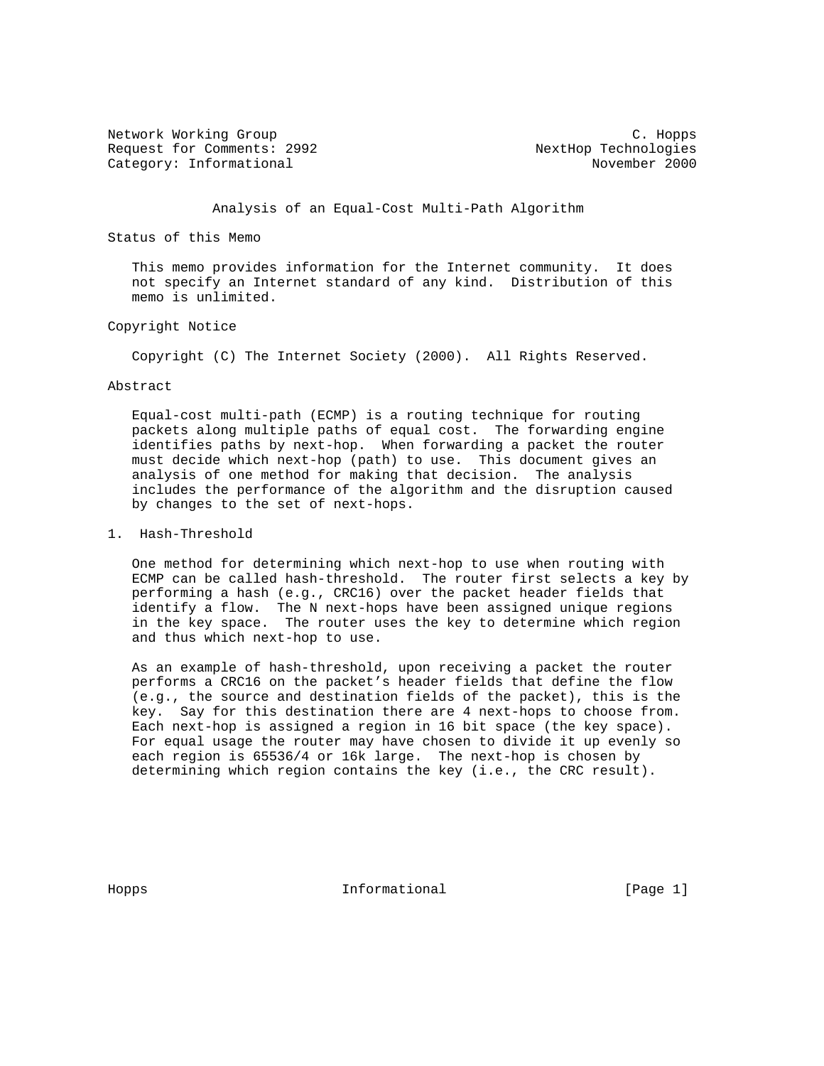Network Working Group C. Hopps
Request for Comments: 2992 NextHop Technologies
Category: Informational November 2000

# Analysis of an Equal-Cost Multi-Path Algorithm

## Status of this Memo

This memo provides information for the Internet community. It does not specify an Internet standard of any kind. Distribution of this memo is unlimited.

## Copyright Notice

Copyright (C) The Internet Society (2000). All Rights Reserved.

## Abstract

Equal-cost multi-path (ECMP) is a routing technique for routing packets along multiple paths of equal cost. The forwarding engine identifies paths by next-hop. When forwarding a packet the router must decide which next-hop (path) to use. This document gives an analysis of one method for making that decision. The analysis includes the performance of the algorithm and the disruption caused by changes to the set of next-hops.

## 1. Hash-Threshold

One method for determining which next-hop to use when routing with ECMP can be called hash-threshold. The router first selects a key by performing a hash (e.g., CRC16) over the packet header fields that identify a flow. The N next-hops have been assigned unique regions in the key space. The router uses the key to determine which region and thus which next-hop to use.

As an example of hash-threshold, upon receiving a packet the router performs a CRC16 on the packet's header fields that define the flow (e.g., the source and destination fields of the packet), this is the key. Say for this destination there are 4 next-hops to choose from. Each next-hop is assigned a region in 16 bit space (the key space). For equal usage the router may have chosen to divide it up evenly so each region is 65536/4 or 16k large. The next-hop is chosen by determining which region contains the key (i.e., the CRC result).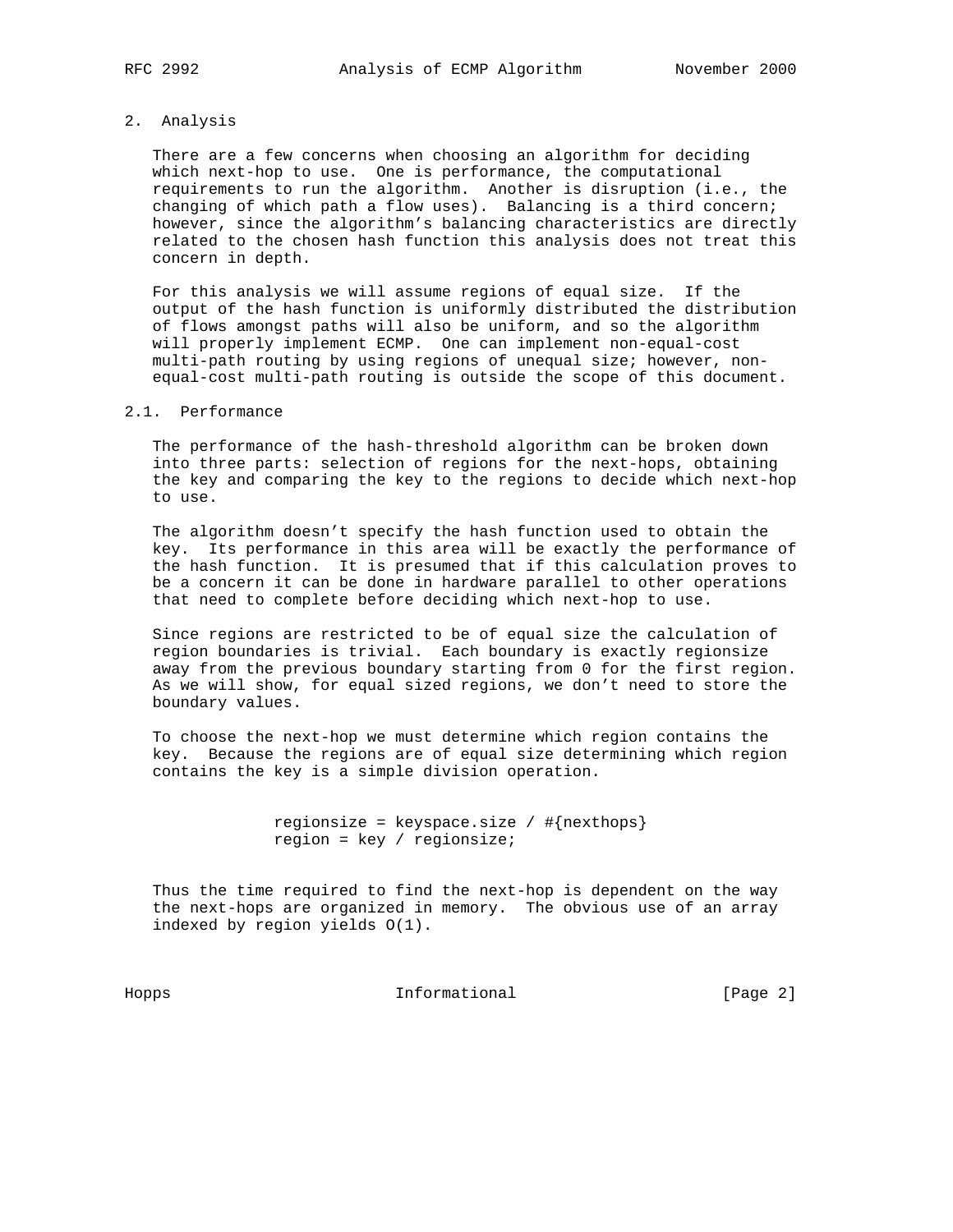## 2. Analysis

There are a few concerns when choosing an algorithm for deciding which next-hop to use. One is performance, the computational requirements to run the algorithm. Another is disruption (i.e., the changing of which path a flow uses). Balancing is a third concern; however, since the algorithm's balancing characteristics are directly related to the chosen hash function this analysis does not treat this concern in depth.

For this analysis we will assume regions of equal size. If the output of the hash function is uniformly distributed the distribution of flows amongst paths will also be uniform, and so the algorithm will properly implement ECMP. One can implement non-equal-cost multi-path routing by using regions of unequal size; however, non-equal-cost multi-path routing is outside the scope of this document.

### 2.1. Performance

The performance of the hash-threshold algorithm can be broken down into three parts: selection of regions for the next-hops, obtaining the key and comparing the key to the regions to decide which next-hop to use.

The algorithm doesn't specify the hash function used to obtain the key. Its performance in this area will be exactly the performance of the hash function. It is presumed that if this calculation proves to be a concern it can be done in hardware parallel to other operations that need to complete before deciding which next-hop to use.

Since regions are restricted to be of equal size the calculation of region boundaries is trivial. Each boundary is exactly regionsize away from the previous boundary starting from 0 for the first region. As we will show, for equal sized regions, we don't need to store the boundary values.

To choose the next-hop we must determine which region contains the key. Because the regions are of equal size determining which region contains the key is a simple division operation.

```
regionsize = keyspace.size / #{nexthops}
region = key / regionsize;
```

Thus the time required to find the next-hop is dependent on the way the next-hops are organized in memory. The obvious use of an array indexed by region yields O(1).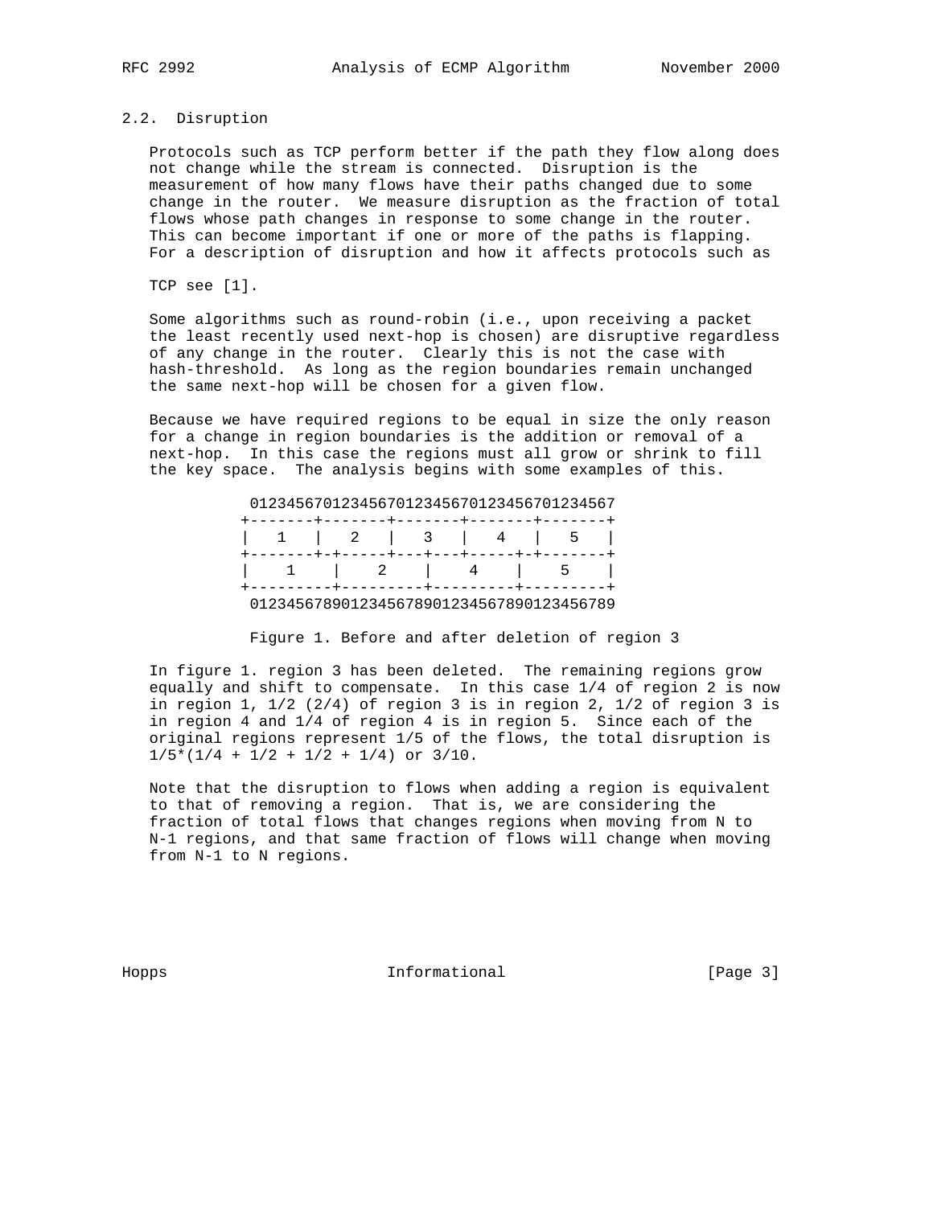## 2.2. Disruption

Protocols such as TCP perform better if the path they flow along does not change while the stream is connected. Disruption is the measurement of how many flows have their paths changed due to some change in the router. We measure disruption as the fraction of total flows whose path changes in response to some change in the router. This can become important if one or more of the paths is flapping. For a description of disruption and how it affects protocols such as

TCP see [1].

Some algorithms such as round-robin (i.e., upon receiving a packet the least recently used next-hop is chosen) are disruptive regardless of any change in the router. Clearly this is not the case with hash-threshold. As long as the region boundaries remain unchanged the same next-hop will be chosen for a given flow.

Because we have required regions to be equal in size the only reason for a change in region boundaries is the addition or removal of a next-hop. In this case the regions must all grow or shrink to fill the key space. The analysis begins with some examples of this.

```
 0123456701234567012345670123456701234567
+-------+-------+-------+-------+-------+
|   1   |   2   |   3   |   4   |   5   |
+-------+-+-----+---+---+-----+-+-------+
|    1    |    2    |    4    |    5    |
+---------+---------+---------+---------+
 0123456789012345678901234567890123456789
```

Figure 1. Before and after deletion of region 3

In figure 1. region 3 has been deleted. The remaining regions grow equally and shift to compensate. In this case 1/4 of region 2 is now in region 1, 1/2 (2/4) of region 3 is in region 2, 1/2 of region 3 is in region 4 and 1/4 of region 4 is in region 5. Since each of the original regions represent 1/5 of the flows, the total disruption is 1/5*(1/4 + 1/2 + 1/2 + 1/4) or 3/10.

Note that the disruption to flows when adding a region is equivalent to that of removing a region. That is, we are considering the fraction of total flows that changes regions when moving from N to N-1 regions, and that same fraction of flows will change when moving from N-1 to N regions.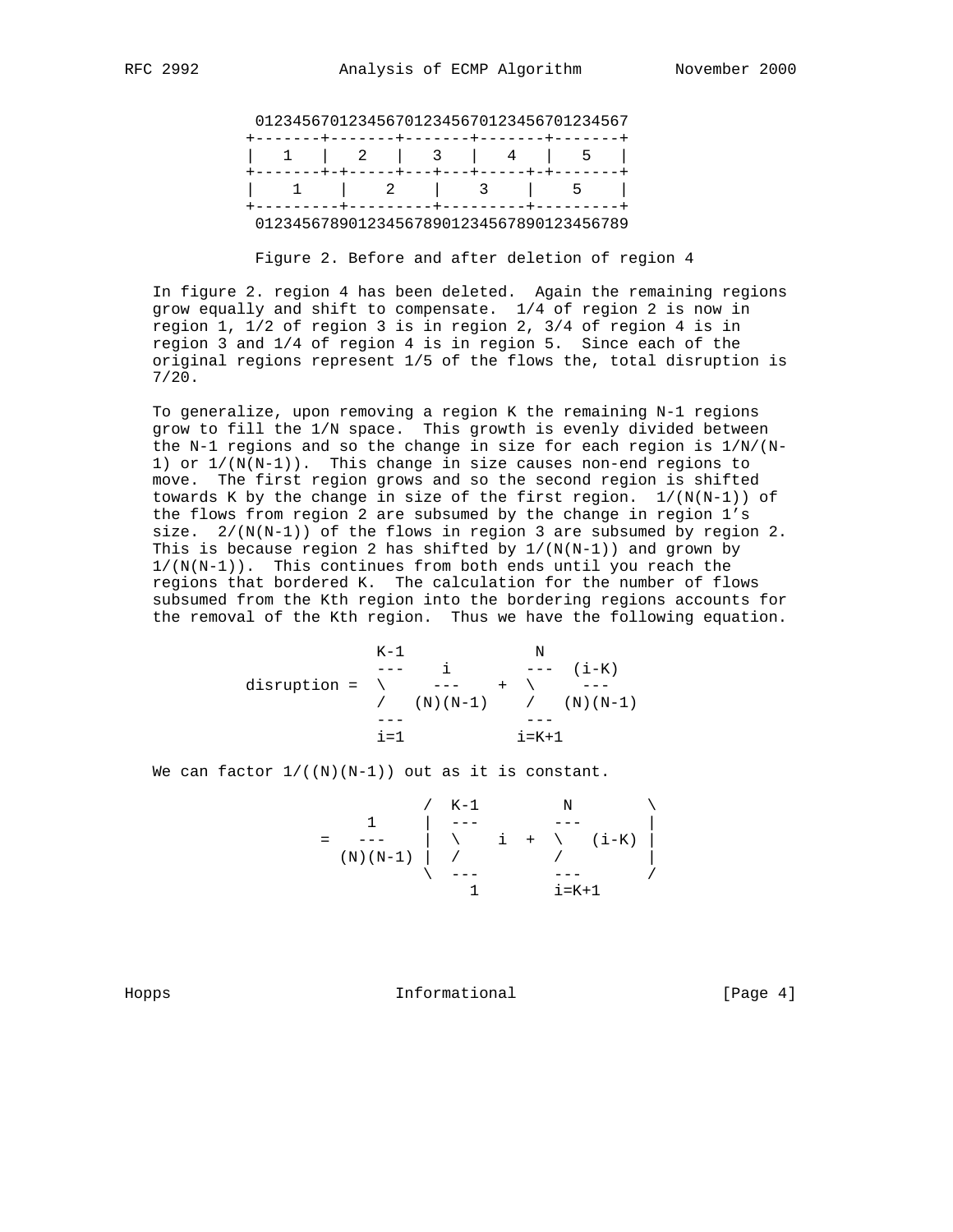```
 0123456701234567012345670123456701234567
+-------+-------+-------+-------+-------+
|   1   |   2   |   3   |   4   |   5   |
+-------+-+-----+---+---+---+-----+-+-------+
|    1    |    2    |    3    |    5    |
+---------+---------+---------+---------+
 0123456789012345678901234567890123456789
```

Figure 2. Before and after deletion of region 4

In figure 2. region 4 has been deleted. Again the remaining regions grow equally and shift to compensate. 1/4 of region 2 is now in region 1, 1/2 of region 3 is in region 2, 3/4 of region 4 is in region 3 and 1/4 of region 4 is in region 5. Since each of the original regions represent 1/5 of the flows the, total disruption is 7/20.

To generalize, upon removing a region K the remaining N-1 regions grow to fill the 1/N space. This growth is evenly divided between the N-1 regions and so the change in size for each region is 1/N/(N-1) or 1/(N(N-1)). This change in size causes non-end regions to move. The first region grows and so the second region is shifted towards K by the change in size of the first region. 1/(N(N-1)) of the flows from region 2 are subsumed by the change in region 1's size. 2/(N(N-1)) of the flows in region 3 are subsumed by region 2. This is because region 2 has shifted by 1/(N(N-1)) and grown by 1/(N(N-1)). This continues from both ends until you reach the regions that bordered K. The calculation for the number of flows subsumed from the Kth region into the bordering regions accounts for the removal of the Kth region. Thus we have the following equation.

$$\text{disruption} = \sum_{i=1}^{K-1} \frac{i}{(N)(N-1)} + \sum_{i=K+1}^{N} \frac{(i-K)}{(N)(N-1)}$$

We can factor 1/((N)(N-1)) out as it is constant.

$$= \frac{1}{(N)(N-1)} \left( \sum_{1}^{K-1} i + \sum_{i=K+1}^{N} (i-K) \right)$$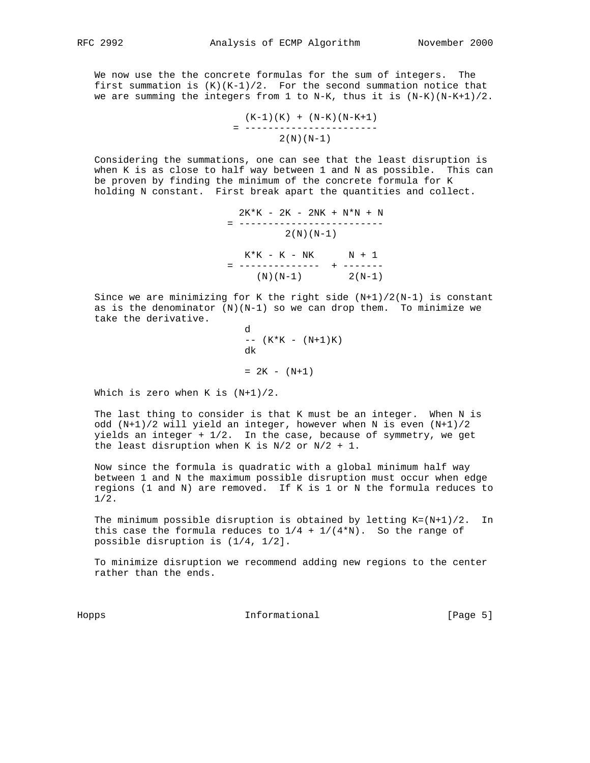We now use the the concrete formulas for the sum of integers. The first summation is (K)(K-1)/2. For the second summation notice that we are summing the integers from 1 to N-K, thus it is (N-K)(N-K+1)/2.

$$= \frac{(K-1)(K) + (N-K)(N-K+1)}{2(N)(N-1)}$$

Considering the summations, one can see that the least disruption is when K is as close to half way between 1 and N as possible. This can be proven by finding the minimum of the concrete formula for K holding N constant. First break apart the quantities and collect.

$$= \frac{2K*K - 2K - 2NK + N*N + N}{2(N)(N-1)}$$

$$= \frac{K*K - K - NK}{(N)(N-1)} + \frac{N + 1}{2(N-1)}$$

Since we are minimizing for K the right side (N+1)/2(N-1) is constant as is the denominator (N)(N-1) so we can drop them. To minimize we take the derivative.

$$\frac{d}{dk} (K*K - (N+1)K)$$

$$= 2K - (N+1)$$

Which is zero when K is (N+1)/2.

The last thing to consider is that K must be an integer. When N is odd (N+1)/2 will yield an integer, however when N is even (N+1)/2 yields an integer + 1/2. In the case, because of symmetry, we get the least disruption when K is N/2 or N/2 + 1.

Now since the formula is quadratic with a global minimum half way between 1 and N the maximum possible disruption must occur when edge regions (1 and N) are removed. If K is 1 or N the formula reduces to 1/2.

The minimum possible disruption is obtained by letting K=(N+1)/2. In this case the formula reduces to 1/4 + 1/(4*N). So the range of possible disruption is (1/4, 1/2].

To minimize disruption we recommend adding new regions to the center rather than the ends.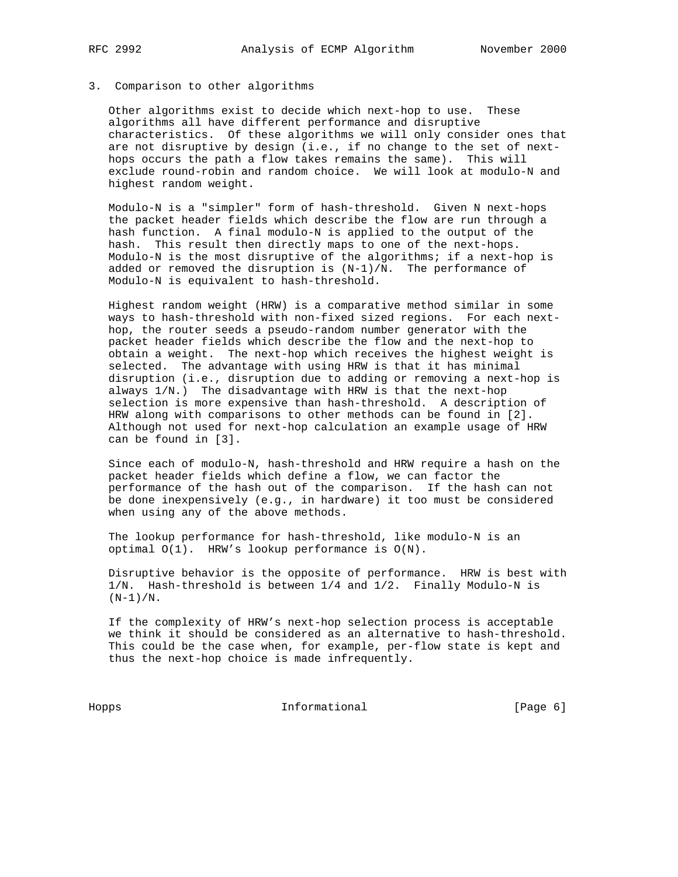## 3. Comparison to other algorithms

Other algorithms exist to decide which next-hop to use. These algorithms all have different performance and disruptive characteristics. Of these algorithms we will only consider ones that are not disruptive by design (i.e., if no change to the set of next-hops occurs the path a flow takes remains the same). This will exclude round-robin and random choice. We will look at modulo-N and highest random weight.

Modulo-N is a "simpler" form of hash-threshold. Given N next-hops the packet header fields which describe the flow are run through a hash function. A final modulo-N is applied to the output of the hash. This result then directly maps to one of the next-hops. Modulo-N is the most disruptive of the algorithms; if a next-hop is added or removed the disruption is $(N-1)/N$. The performance of Modulo-N is equivalent to hash-threshold.

Highest random weight (HRW) is a comparative method similar in some ways to hash-threshold with non-fixed sized regions. For each next-hop, the router seeds a pseudo-random number generator with the packet header fields which describe the flow and the next-hop to obtain a weight. The next-hop which receives the highest weight is selected. The advantage with using HRW is that it has minimal disruption (i.e., disruption due to adding or removing a next-hop is always $1/N$.) The disadvantage with HRW is that the next-hop selection is more expensive than hash-threshold. A description of HRW along with comparisons to other methods can be found in [2]. Although not used for next-hop calculation an example usage of HRW can be found in [3].

Since each of modulo-N, hash-threshold and HRW require a hash on the packet header fields which define a flow, we can factor the performance of the hash out of the comparison. If the hash can not be done inexpensively (e.g., in hardware) it too must be considered when using any of the above methods.

The lookup performance for hash-threshold, like modulo-N is an optimal $O(1)$. HRW's lookup performance is $O(N)$.

Disruptive behavior is the opposite of performance. HRW is best with $1/N$. Hash-threshold is between $1/4$ and $1/2$. Finally Modulo-N is $(N-1)/N$.

If the complexity of HRW's next-hop selection process is acceptable we think it should be considered as an alternative to hash-threshold. This could be the case when, for example, per-flow state is kept and thus the next-hop choice is made infrequently.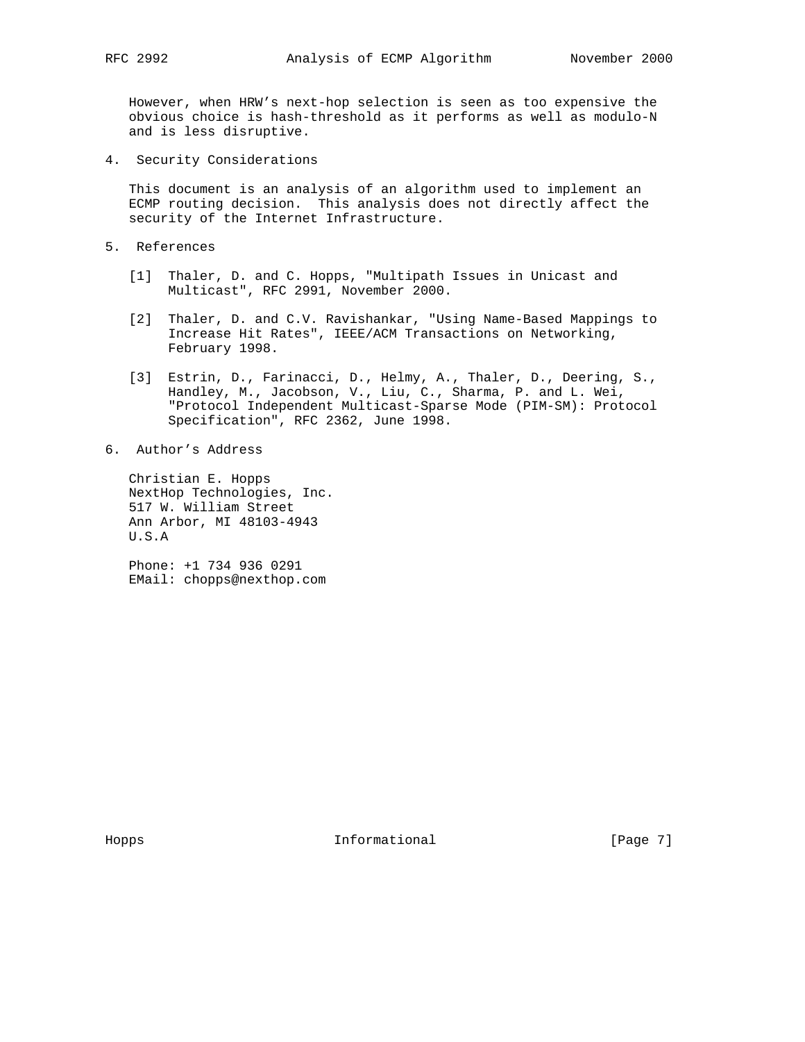However, when HRW's next-hop selection is seen as too expensive the obvious choice is hash-threshold as it performs as well as modulo-N and is less disruptive.

## 4. Security Considerations

This document is an analysis of an algorithm used to implement an ECMP routing decision. This analysis does not directly affect the security of the Internet Infrastructure.

## 5. References

[1] Thaler, D. and C. Hopps, "Multipath Issues in Unicast and Multicast", RFC 2991, November 2000.

[2] Thaler, D. and C.V. Ravishankar, "Using Name-Based Mappings to Increase Hit Rates", IEEE/ACM Transactions on Networking, February 1998.

[3] Estrin, D., Farinacci, D., Helmy, A., Thaler, D., Deering, S., Handley, M., Jacobson, V., Liu, C., Sharma, P. and L. Wei, "Protocol Independent Multicast-Sparse Mode (PIM-SM): Protocol Specification", RFC 2362, June 1998.

## 6. Author's Address

Christian E. Hopps
NextHop Technologies, Inc.
517 W. William Street
Ann Arbor, MI 48103-4943
U.S.A

Phone: +1 734 936 0291
EMail: chopps@nexthop.com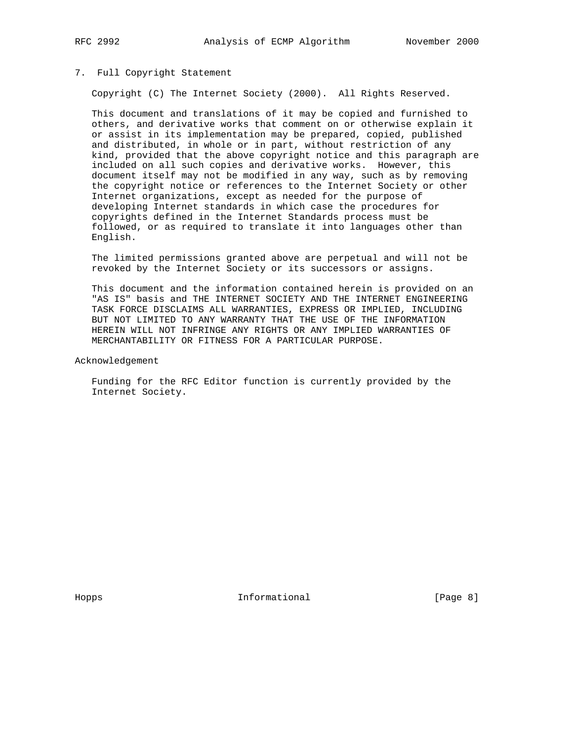## 7. Full Copyright Statement

Copyright (C) The Internet Society (2000). All Rights Reserved.

This document and translations of it may be copied and furnished to others, and derivative works that comment on or otherwise explain it or assist in its implementation may be prepared, copied, published and distributed, in whole or in part, without restriction of any kind, provided that the above copyright notice and this paragraph are included on all such copies and derivative works. However, this document itself may not be modified in any way, such as by removing the copyright notice or references to the Internet Society or other Internet organizations, except as needed for the purpose of developing Internet standards in which case the procedures for copyrights defined in the Internet Standards process must be followed, or as required to translate it into languages other than English.

The limited permissions granted above are perpetual and will not be revoked by the Internet Society or its successors or assigns.

This document and the information contained herein is provided on an "AS IS" basis and THE INTERNET SOCIETY AND THE INTERNET ENGINEERING TASK FORCE DISCLAIMS ALL WARRANTIES, EXPRESS OR IMPLIED, INCLUDING BUT NOT LIMITED TO ANY WARRANTY THAT THE USE OF THE INFORMATION HEREIN WILL NOT INFRINGE ANY RIGHTS OR ANY IMPLIED WARRANTIES OF MERCHANTABILITY OR FITNESS FOR A PARTICULAR PURPOSE.

## Acknowledgement

Funding for the RFC Editor function is currently provided by the Internet Society.